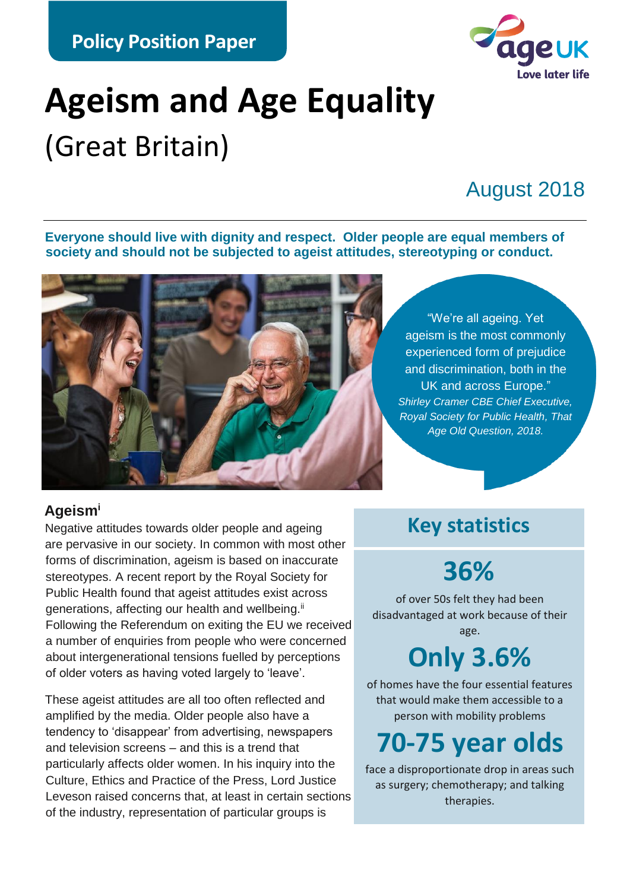Policy Position Paper

# Ageism and Age Equality

(Great Britain)

August 2018

**Everyone should live with dignity and respect. Older people are equal members of society and should not be subjected to ageist attitudes, stereotyping or conduct.**

"We're all ageing. Yet ageism is the most commonly experienced form of prejudice and discrimination, both in the UK and across Europe."
*Shirley Cramer CBE Chief Executive, Royal Society for Public Health, That Age Old Question, 2018.*

## Ageism[i]

Negative attitudes towards older people and ageing are pervasive in our society. In common with most other forms of discrimination, ageism is based on inaccurate stereotypes. A recent report by the Royal Society for Public Health found that ageist attitudes exist across generations, affecting our health and wellbeing.[ii] Following the Referendum on exiting the EU we received a number of enquiries from people who were concerned about intergenerational tensions fuelled by perceptions of older voters as having voted largely to 'leave'.

These ageist attitudes are all too often reflected and amplified by the media. Older people also have a tendency to 'disappear' from advertising, newspapers and television screens – and this is a trend that particularly affects older women. In his inquiry into the Culture, Ethics and Practice of the Press, Lord Justice Leveson raised concerns that, at least in certain sections of the industry, representation of particular groups is

## Key statistics

**36%**

of over 50s felt they had been disadvantaged at work because of their age.

**Only 3.6%**

of homes have the four essential features that would make them accessible to a person with mobility problems

**70-75 year olds**

face a disproportionate drop in areas such as surgery; chemotherapy; and talking therapies.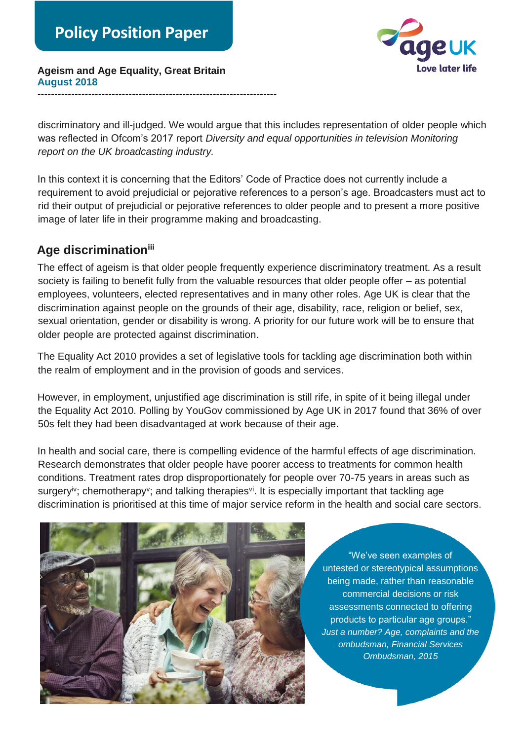discriminatory and ill-judged. We would argue that this includes representation of older people which was reflected in Ofcom's 2017 report *Diversity and equal opportunities in television Monitoring report on the UK broadcasting industry.*

In this context it is concerning that the Editors' Code of Practice does not currently include a requirement to avoid prejudicial or pejorative references to a person's age. Broadcasters must act to rid their output of prejudicial or pejorative references to older people and to present a more positive image of later life in their programme making and broadcasting.

## Age discrimination[iii]

The effect of ageism is that older people frequently experience discriminatory treatment. As a result society is failing to benefit fully from the valuable resources that older people offer – as potential employees, volunteers, elected representatives and in many other roles. Age UK is clear that the discrimination against people on the grounds of their age, disability, race, religion or belief, sex, sexual orientation, gender or disability is wrong. A priority for our future work will be to ensure that older people are protected against discrimination.

The Equality Act 2010 provides a set of legislative tools for tackling age discrimination both within the realm of employment and in the provision of goods and services.

However, in employment, unjustified age discrimination is still rife, in spite of it being illegal under the Equality Act 2010. Polling by YouGov commissioned by Age UK in 2017 found that 36% of over 50s felt they had been disadvantaged at work because of their age.

In health and social care, there is compelling evidence of the harmful effects of age discrimination. Research demonstrates that older people have poorer access to treatments for common health conditions. Treatment rates drop disproportionately for people over 70-75 years in areas such as surgery[iv]; chemotherapy[v]; and talking therapies[vi]. It is especially important that tackling age discrimination is prioritised at this time of major service reform in the health and social care sectors.

"We've seen examples of untested or stereotypical assumptions being made, rather than reasonable commercial decisions or risk assessments connected to offering products to particular age groups."
*Just a number? Age, complaints and the ombudsman, Financial Services Ombudsman, 2015*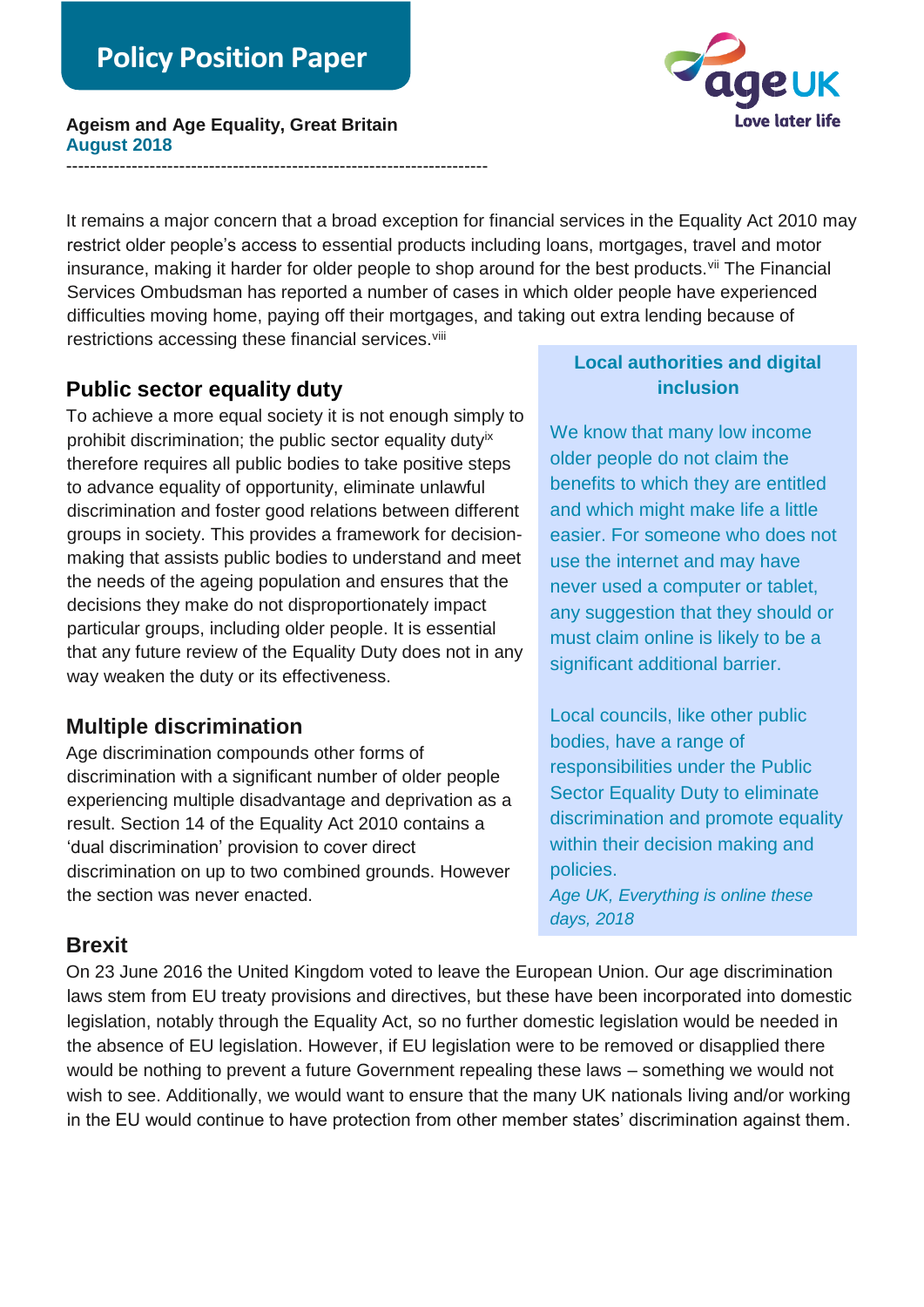It remains a major concern that a broad exception for financial services in the Equality Act 2010 may restrict older people's access to essential products including loans, mortgages, travel and motor insurance, making it harder for older people to shop around for the best products.[vii] The Financial Services Ombudsman has reported a number of cases in which older people have experienced difficulties moving home, paying off their mortgages, and taking out extra lending because of restrictions accessing these financial services.[viii]

## Public sector equality duty

To achieve a more equal society it is not enough simply to prohibit discrimination; the public sector equality duty[ix] therefore requires all public bodies to take positive steps to advance equality of opportunity, eliminate unlawful discrimination and foster good relations between different groups in society. This provides a framework for decision-making that assists public bodies to understand and meet the needs of the ageing population and ensures that the decisions they make do not disproportionately impact particular groups, including older people. It is essential that any future review of the Equality Duty does not in any way weaken the duty or its effectiveness.

## Multiple discrimination

Age discrimination compounds other forms of discrimination with a significant number of older people experiencing multiple disadvantage and deprivation as a result. Section 14 of the Equality Act 2010 contains a 'dual discrimination' provision to cover direct discrimination on up to two combined grounds. However the section was never enacted.

### Local authorities and digital inclusion

We know that many low income older people do not claim the benefits to which they are entitled and which might make life a little easier. For someone who does not use the internet and may have never used a computer or tablet, any suggestion that they should or must claim online is likely to be a significant additional barrier.

Local councils, like other public bodies, have a range of responsibilities under the Public Sector Equality Duty to eliminate discrimination and promote equality within their decision making and policies.

*Age UK, Everything is online these days, 2018*

## Brexit

On 23 June 2016 the United Kingdom voted to leave the European Union. Our age discrimination laws stem from EU treaty provisions and directives, but these have been incorporated into domestic legislation, notably through the Equality Act, so no further domestic legislation would be needed in the absence of EU legislation. However, if EU legislation were to be removed or disapplied there would be nothing to prevent a future Government repealing these laws – something we would not wish to see. Additionally, we would want to ensure that the many UK nationals living and/or working in the EU would continue to have protection from other member states' discrimination against them.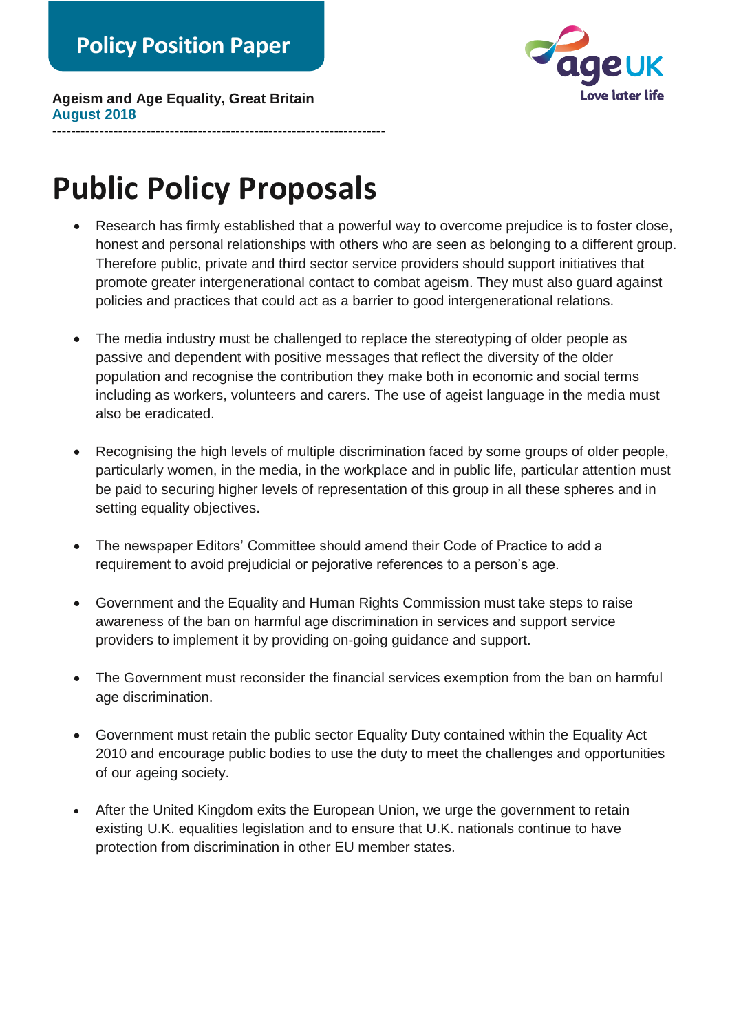# Public Policy Proposals

- Research has firmly established that a powerful way to overcome prejudice is to foster close, honest and personal relationships with others who are seen as belonging to a different group. Therefore public, private and third sector service providers should support initiatives that promote greater intergenerational contact to combat ageism. They must also guard against policies and practices that could act as a barrier to good intergenerational relations.

- The media industry must be challenged to replace the stereotyping of older people as passive and dependent with positive messages that reflect the diversity of the older population and recognise the contribution they make both in economic and social terms including as workers, volunteers and carers. The use of ageist language in the media must also be eradicated.

- Recognising the high levels of multiple discrimination faced by some groups of older people, particularly women, in the media, in the workplace and in public life, particular attention must be paid to securing higher levels of representation of this group in all these spheres and in setting equality objectives.

- The newspaper Editors' Committee should amend their Code of Practice to add a requirement to avoid prejudicial or pejorative references to a person's age.

- Government and the Equality and Human Rights Commission must take steps to raise awareness of the ban on harmful age discrimination in services and support service providers to implement it by providing on-going guidance and support.

- The Government must reconsider the financial services exemption from the ban on harmful age discrimination.

- Government must retain the public sector Equality Duty contained within the Equality Act 2010 and encourage public bodies to use the duty to meet the challenges and opportunities of our ageing society.

- After the United Kingdom exits the European Union, we urge the government to retain existing U.K. equalities legislation and to ensure that U.K. nationals continue to have protection from discrimination in other EU member states.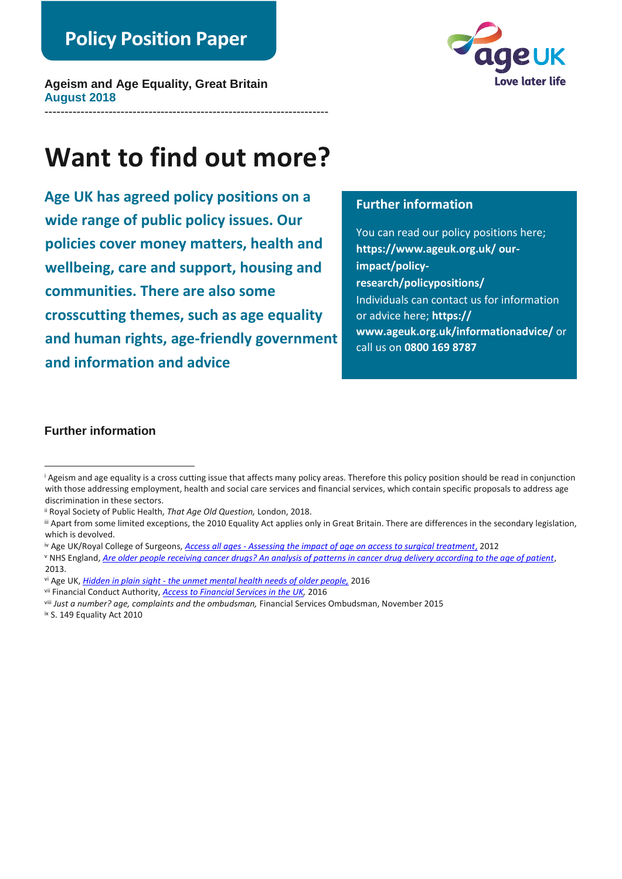# Want to find out more?

**Age UK has agreed policy positions on a wide range of public policy issues. Our policies cover money matters, health and wellbeing, care and support, housing and communities. There are also some crosscutting themes, such as age equality and human rights, age-friendly government and information and advice**

## Further information

You can read our policy positions here; **https://www.ageuk.org.uk/ our-impact/policy-research/policypositions/**
Individuals can contact us for information or advice here; **https:// www.ageuk.org.uk/informationadvice/** or call us on **0800 169 8787**

### Further information

---

[i] Ageism and age equality is a cross cutting issue that affects many policy areas. Therefore this policy position should be read in conjunction with those addressing employment, health and social care services and financial services, which contain specific proposals to address age discrimination in these sectors.

[ii] Royal Society of Public Health, *That Age Old Question,* London, 2018.

[iii] Apart from some limited exceptions, the 2010 Equality Act applies only in Great Britain. There are differences in the secondary legislation, which is devolved.

[iv] Age UK/Royal College of Surgeons, *Access all ages - Assessing the impact of age on access to surgical treatment*, 2012

[v] NHS England, *Are older people receiving cancer drugs? An analysis of patterns in cancer drug delivery according to the age of patient*, 2013.

[vi] Age UK, *Hidden in plain sight - the unmet mental health needs of older people,* 2016

[vii] Financial Conduct Authority, *Access to Financial Services in the UK,* 2016

[viii] *Just a number? age, complaints and the ombudsman,* Financial Services Ombudsman, November 2015

[ix] S. 149 Equality Act 2010